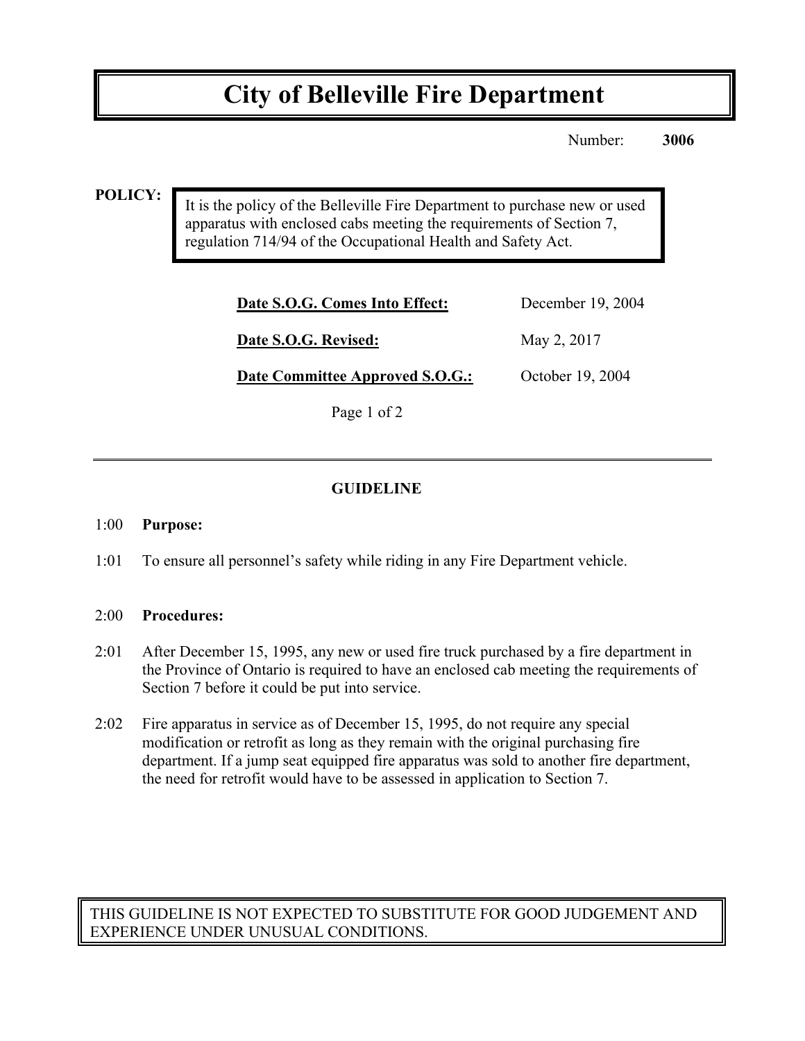# City of Belleville Fire Department

Number: **3006**

**POLICY:**

It is the policy of the Belleville Fire Department to purchase new or used apparatus with enclosed cabs meeting the requirements of Section 7, regulation 714/94 of the Occupational Health and Safety Act.

| | |
|---|---|
| **Date S.O.G. Comes Into Effect:** | December 19, 2004 |
| **Date S.O.G. Revised:** | May 2, 2017 |
| **Date Committee Approved S.O.G.:** | October 19, 2004 |

## GUIDELINE

1:00 **Purpose:**

1:01 To ensure all personnel's safety while riding in any Fire Department vehicle.

2:00 **Procedures:**

2:01 After December 15, 1995, any new or used fire truck purchased by a fire department in the Province of Ontario is required to have an enclosed cab meeting the requirements of Section 7 before it could be put into service.

2:02 Fire apparatus in service as of December 15, 1995, do not require any special modification or retrofit as long as they remain with the original purchasing fire department. If a jump seat equipped fire apparatus was sold to another fire department, the need for retrofit would have to be assessed in application to Section 7.

THIS GUIDELINE IS NOT EXPECTED TO SUBSTITUTE FOR GOOD JUDGEMENT AND EXPERIENCE UNDER UNUSUAL CONDITIONS.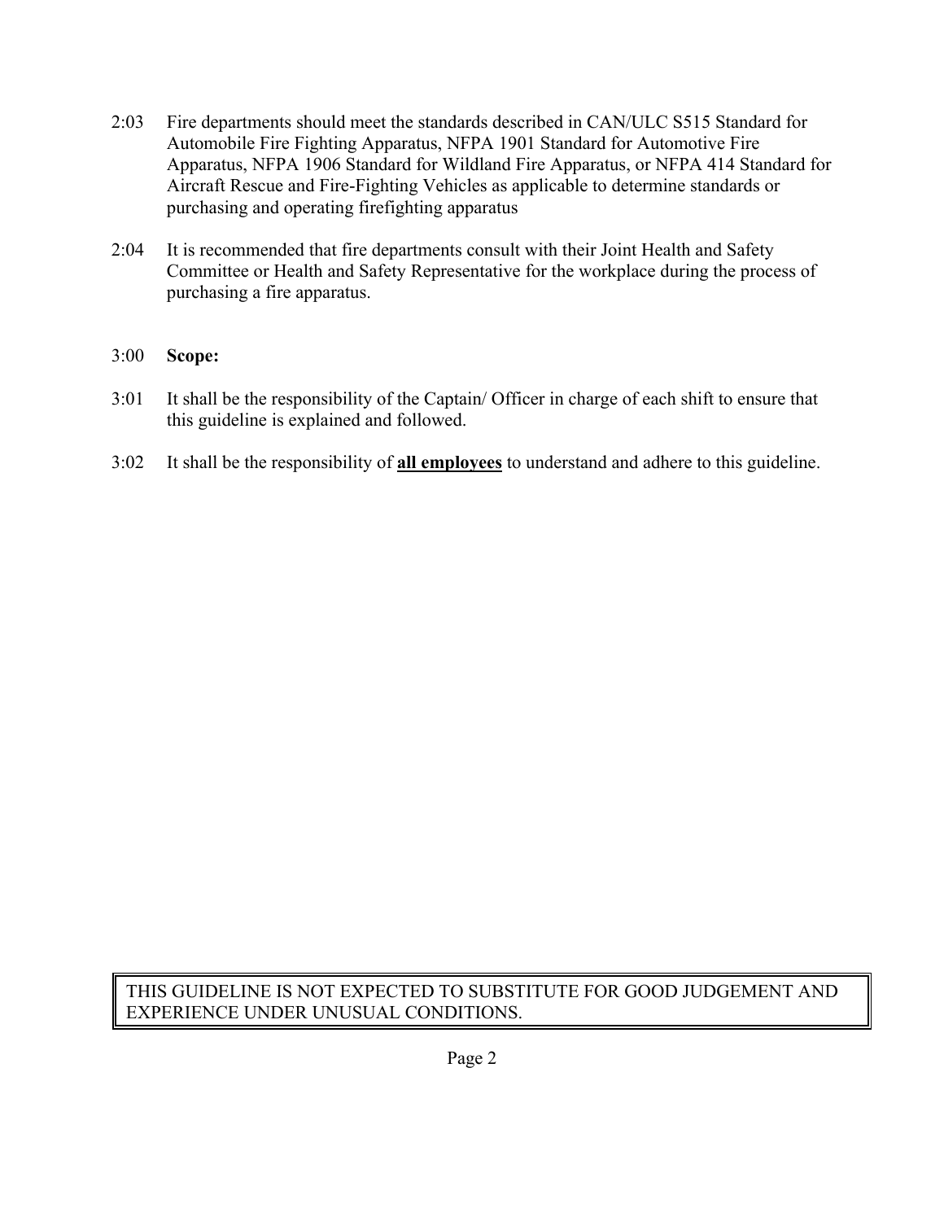2:03 Fire departments should meet the standards described in CAN/ULC S515 Standard for Automobile Fire Fighting Apparatus, NFPA 1901 Standard for Automotive Fire Apparatus, NFPA 1906 Standard for Wildland Fire Apparatus, or NFPA 414 Standard for Aircraft Rescue and Fire-Fighting Vehicles as applicable to determine standards or purchasing and operating firefighting apparatus

2:04 It is recommended that fire departments consult with their Joint Health and Safety Committee or Health and Safety Representative for the workplace during the process of purchasing a fire apparatus.

3:00 **Scope:**

3:01 It shall be the responsibility of the Captain/ Officer in charge of each shift to ensure that this guideline is explained and followed.

3:02 It shall be the responsibility of **<u>all employees</u>** to understand and adhere to this guideline.

THIS GUIDELINE IS NOT EXPECTED TO SUBSTITUTE FOR GOOD JUDGEMENT AND EXPERIENCE UNDER UNUSUAL CONDITIONS.